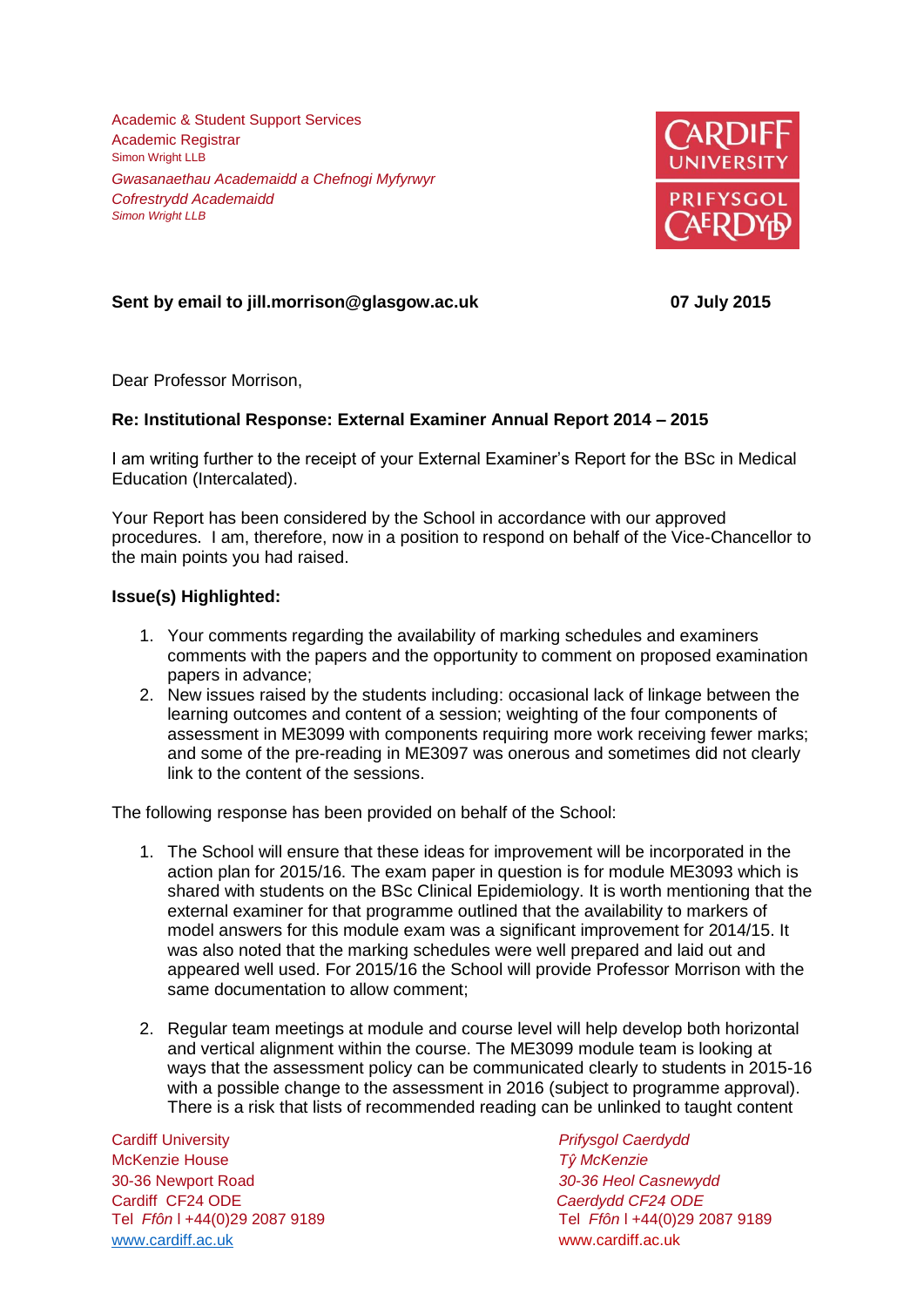Academic & Student Support Services
Academic Registrar
Simon Wright LLB

*Gwasanaethau Academaidd a Chefnogi Myfyrwyr*
*Cofrestrydd Academaidd*
*Simon Wright LLB*

**Sent by email to jill.morrison@glasgow.ac.uk** **07 July 2015**

Dear Professor Morrison,

**Re: Institutional Response: External Examiner Annual Report 2014 – 2015**

I am writing further to the receipt of your External Examiner's Report for the BSc in Medical Education (Intercalated).

Your Report has been considered by the School in accordance with our approved procedures. I am, therefore, now in a position to respond on behalf of the Vice-Chancellor to the main points you had raised.

**Issue(s) Highlighted:**

1. Your comments regarding the availability of marking schedules and examiners comments with the papers and the opportunity to comment on proposed examination papers in advance;
2. New issues raised by the students including: occasional lack of linkage between the learning outcomes and content of a session; weighting of the four components of assessment in ME3099 with components requiring more work receiving fewer marks; and some of the pre-reading in ME3097 was onerous and sometimes did not clearly link to the content of the sessions.

The following response has been provided on behalf of the School:

1. The School will ensure that these ideas for improvement will be incorporated in the action plan for 2015/16. The exam paper in question is for module ME3093 which is shared with students on the BSc Clinical Epidemiology. It is worth mentioning that the external examiner for that programme outlined that the availability to markers of model answers for this module exam was a significant improvement for 2014/15. It was also noted that the marking schedules were well prepared and laid out and appeared well used. For 2015/16 the School will provide Professor Morrison with the same documentation to allow comment;

2. Regular team meetings at module and course level will help develop both horizontal and vertical alignment within the course. The ME3099 module team is looking at ways that the assessment policy can be communicated clearly to students in 2015-16 with a possible change to the assessment in 2016 (subject to programme approval). There is a risk that lists of recommended reading can be unlinked to taught content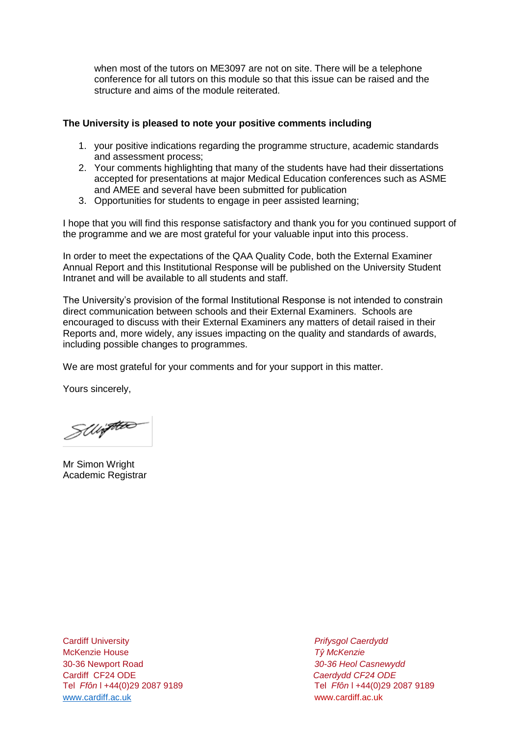when most of the tutors on ME3097 are not on site. There will be a telephone conference for all tutors on this module so that this issue can be raised and the structure and aims of the module reiterated.

**The University is pleased to note your positive comments including**

1. your positive indications regarding the programme structure, academic standards and assessment process;
2. Your comments highlighting that many of the students have had their dissertations accepted for presentations at major Medical Education conferences such as ASME and AMEE and several have been submitted for publication
3. Opportunities for students to engage in peer assisted learning;

I hope that you will find this response satisfactory and thank you for you continued support of the programme and we are most grateful for your valuable input into this process.

In order to meet the expectations of the QAA Quality Code, both the External Examiner Annual Report and this Institutional Response will be published on the University Student Intranet and will be available to all students and staff.

The University's provision of the formal Institutional Response is not intended to constrain direct communication between schools and their External Examiners. Schools are encouraged to discuss with their External Examiners any matters of detail raised in their Reports and, more widely, any issues impacting on the quality and standards of awards, including possible changes to programmes.

We are most grateful for your comments and for your support in this matter.

Yours sincerely,

Mr Simon Wright
Academic Registrar

Cardiff University
McKenzie House
30-36 Newport Road
Cardiff CF24 ODE
Tel *Ffôn* l +44(0)29 2087 9189
www.cardiff.ac.uk

*Prifysgol Caerdydd*
*Tŷ McKenzie*
*30-36 Heol Casnewydd*
*Caerdydd CF24 ODE*
Tel *Ffôn* l +44(0)29 2087 9189
www.cardiff.ac.uk